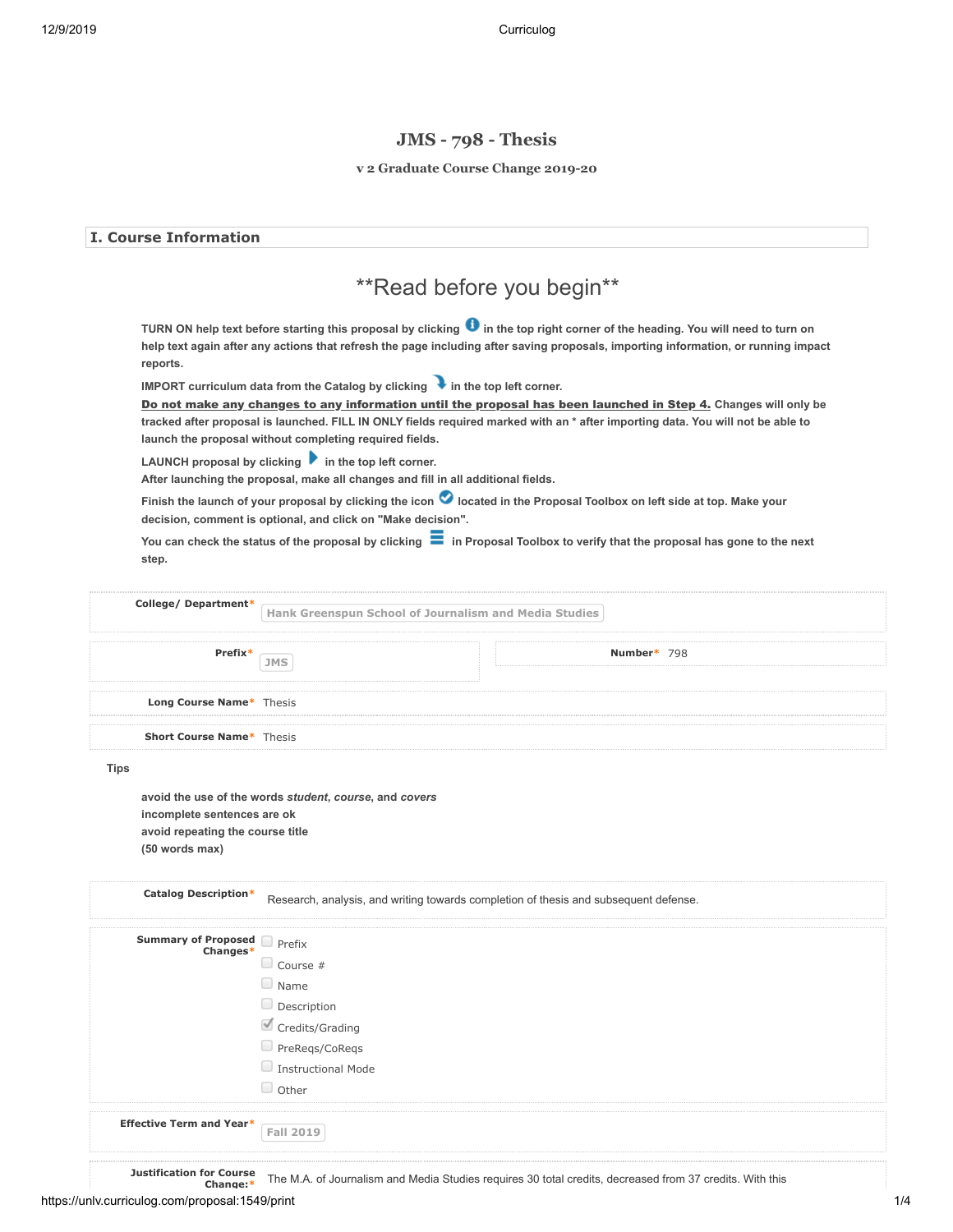# JMS - 798 - Thesis

**v 2 Graduate Course Change 2019-20**

## I. Course Information

## **Read before you begin**

**TURN ON help text before starting this proposal by clicking (i) in the top right corner of the heading. You will need to turn on help text again after any actions that refresh the page including after saving proposals, importing information, or running impact reports.**

**IMPORT curriculum data from the Catalog by clicking in the top left corner.**

**Do not make any changes to any information until the proposal has been launched in Step 4. Changes will only be tracked after proposal is launched. FILL IN ONLY fields required marked with an * after importing data. You will not be able to launch the proposal without completing required fields.**

**LAUNCH proposal by clicking in the top left corner.**
**After launching the proposal, make all changes and fill in all additional fields.**

**Finish the launch of your proposal by clicking the icon located in the Proposal Toolbox on left side at top. Make your decision, comment is optional, and click on "Make decision".**

**You can check the status of the proposal by clicking in Proposal Toolbox to verify that the proposal has gone to the next step.**

**College/ Department***: Hank Greenspun School of Journalism and Media Studies

**Prefix***: JMS

**Number***: 798

**Long Course Name***: Thesis

**Short Course Name***: Thesis

**Tips**

**avoid the use of the words *student*, *course*, and *covers***
**incomplete sentences are ok**
**avoid repeating the course title**
**(50 words max)**

**Catalog Description***: Research, analysis, and writing towards completion of thesis and subsequent defense.

**Summary of Proposed Changes***:

- [ ] Prefix
- [ ] Course #
- [ ] Name
- [ ] Description
- [x] Credits/Grading
- [ ] PreReqs/CoReqs
- [ ] Instructional Mode
- [ ] Other

**Effective Term and Year***: Fall 2019

**Justification for Course Change:***: The M.A. of Journalism and Media Studies requires 30 total credits, decreased from 37 credits. With this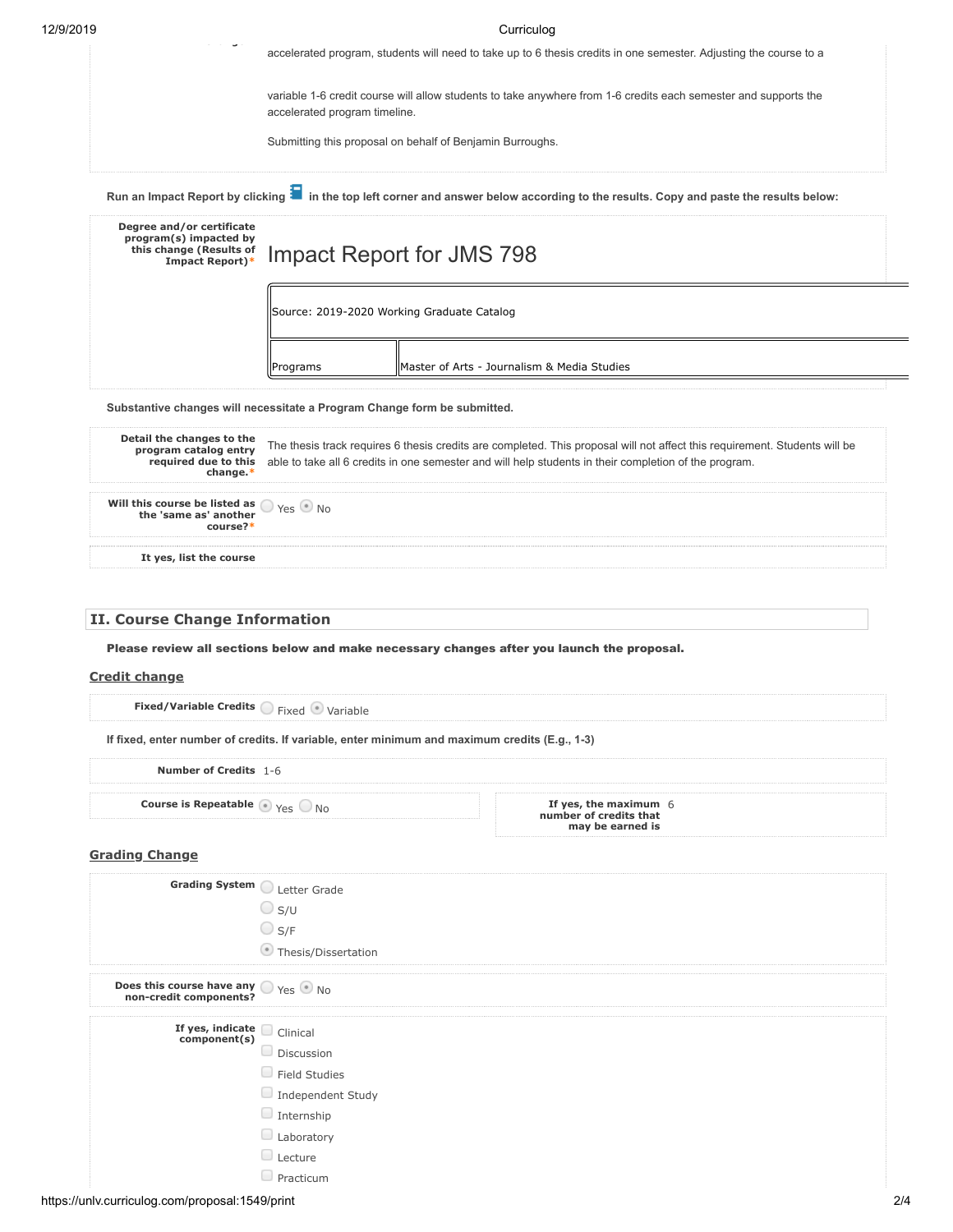accelerated program, students will need to take up to 6 thesis credits in one semester. Adjusting the course to a

variable 1-6 credit course will allow students to take anywhere from 1-6 credits each semester and supports the accelerated program timeline.

Submitting this proposal on behalf of Benjamin Burroughs.

**Run an Impact Report by clicking in the top left corner and answer below according to the results. Copy and paste the results below:**

**Degree and/or certificate program(s) impacted by this change (Results of Impact Report)***

# Impact Report for JMS 798

| Source: 2019-2020 Working Graduate Catalog | |
|---|---|
| Programs | Master of Arts - Journalism & Media Studies |

**Substantive changes will necessitate a Program Change form be submitted.**

**Detail the changes to the program catalog entry required due to this change.*** The thesis track requires 6 thesis credits are completed. This proposal will not affect this requirement. Students will be able to take all 6 credits in one semester and will help students in their completion of the program.

**Will this course be listed as the 'same as' another course?*** ○ Yes ● No

**It yes, list the course**

## II. Course Change Information

**Please review all sections below and make necessary changes after you launch the proposal.**

### Credit change

**Fixed/Variable Credits** ○ Fixed ● Variable

**If fixed, enter number of credits. If variable, enter minimum and maximum credits (E.g., 1-3)**

**Number of Credits** 1-6

**Course is Repeatable** ● Yes ○ No

**If yes, the maximum number of credits that may be earned is** 6

### Grading Change

**Grading System**
- ○ Letter Grade
- ○ S/U
- ○ S/F
- ● Thesis/Dissertation

**Does this course have any non-credit components?** ○ Yes ● No

**If yes, indicate component(s)**
- ☐ Clinical
- ☐ Discussion
- ☐ Field Studies
- ☐ Independent Study
- ☐ Internship
- ☐ Laboratory
- ☐ Lecture
- ☐ Practicum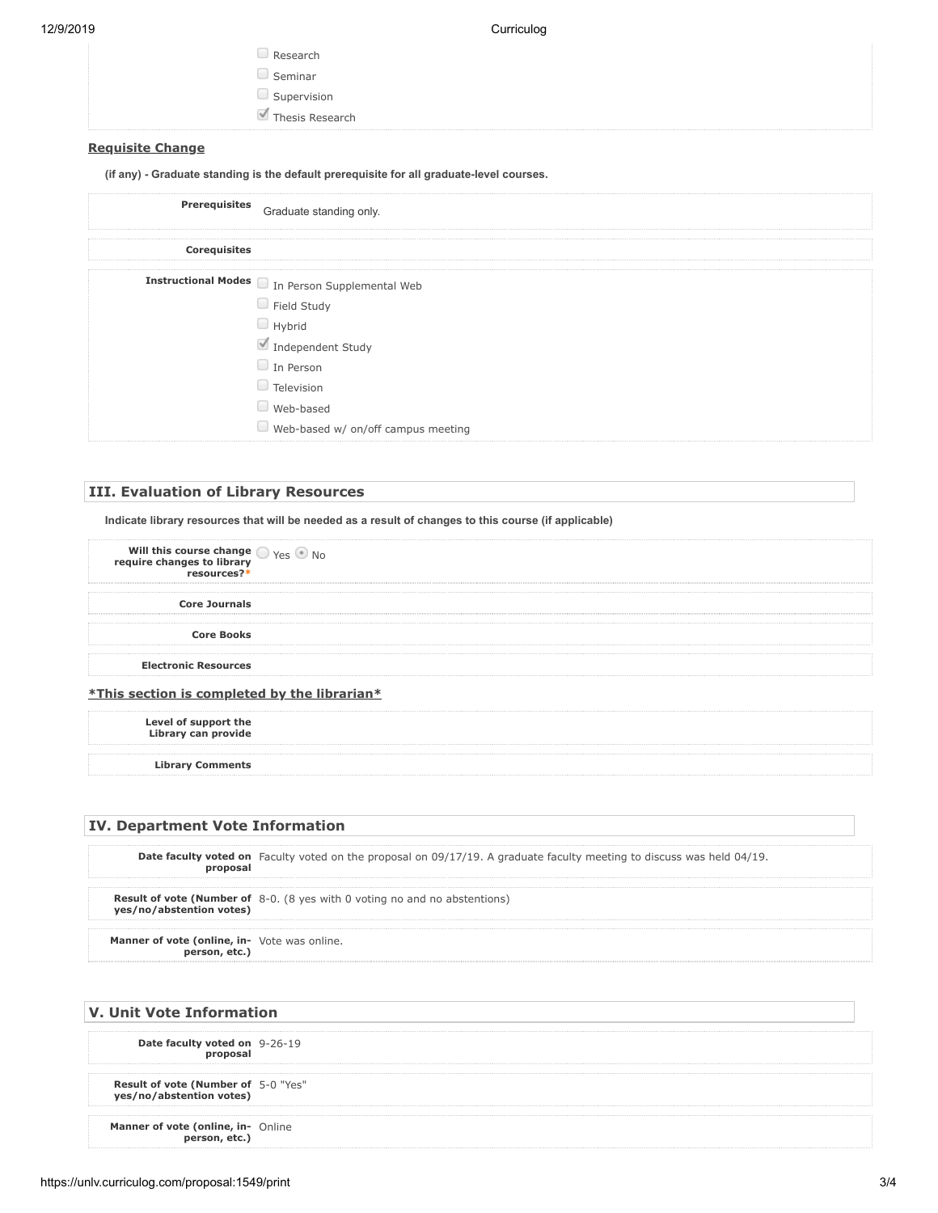- ☐ Research
- ☐ Seminar
- ☐ Supervision
- ☑ Thesis Research

### Requisite Change

**(if any) - Graduate standing is the default prerequisite for all graduate-level courses.**

| | |
|---|---|
| **Prerequisites** | Graduate standing only. |
| **Corequisites** | |
| **Instructional Modes** | ☐ In Person Supplemental Web<br>☐ Field Study<br>☐ Hybrid<br>☑ Independent Study<br>☐ In Person<br>☐ Television<br>☐ Web-based<br>☐ Web-based w/ on/off campus meeting |

## III. Evaluation of Library Resources

**Indicate library resources that will be needed as a result of changes to this course (if applicable)**

| | |
|---|---|
| **Will this course change require changes to library resources?*** | ○ Yes ● No |
| **Core Journals** | |
| **Core Books** | |
| **Electronic Resources** | |

**\*This section is completed by the librarian\***

| | |
|---|---|
| **Level of support the Library can provide** | |
| **Library Comments** | |

## IV. Department Vote Information

| | |
|---|---|
| **Date faculty voted on proposal** | Faculty voted on the proposal on 09/17/19. A graduate faculty meeting to discuss was held 04/19. |
| **Result of vote (Number of yes/no/abstention votes)** | 8-0. (8 yes with 0 voting no and no abstentions) |
| **Manner of vote (online, in-person, etc.)** | Vote was online. |

## V. Unit Vote Information

| | |
|---|---|
| **Date faculty voted on proposal** | 9-26-19 |
| **Result of vote (Number of yes/no/abstention votes)** | 5-0 "Yes" |
| **Manner of vote (online, in-person, etc.)** | Online |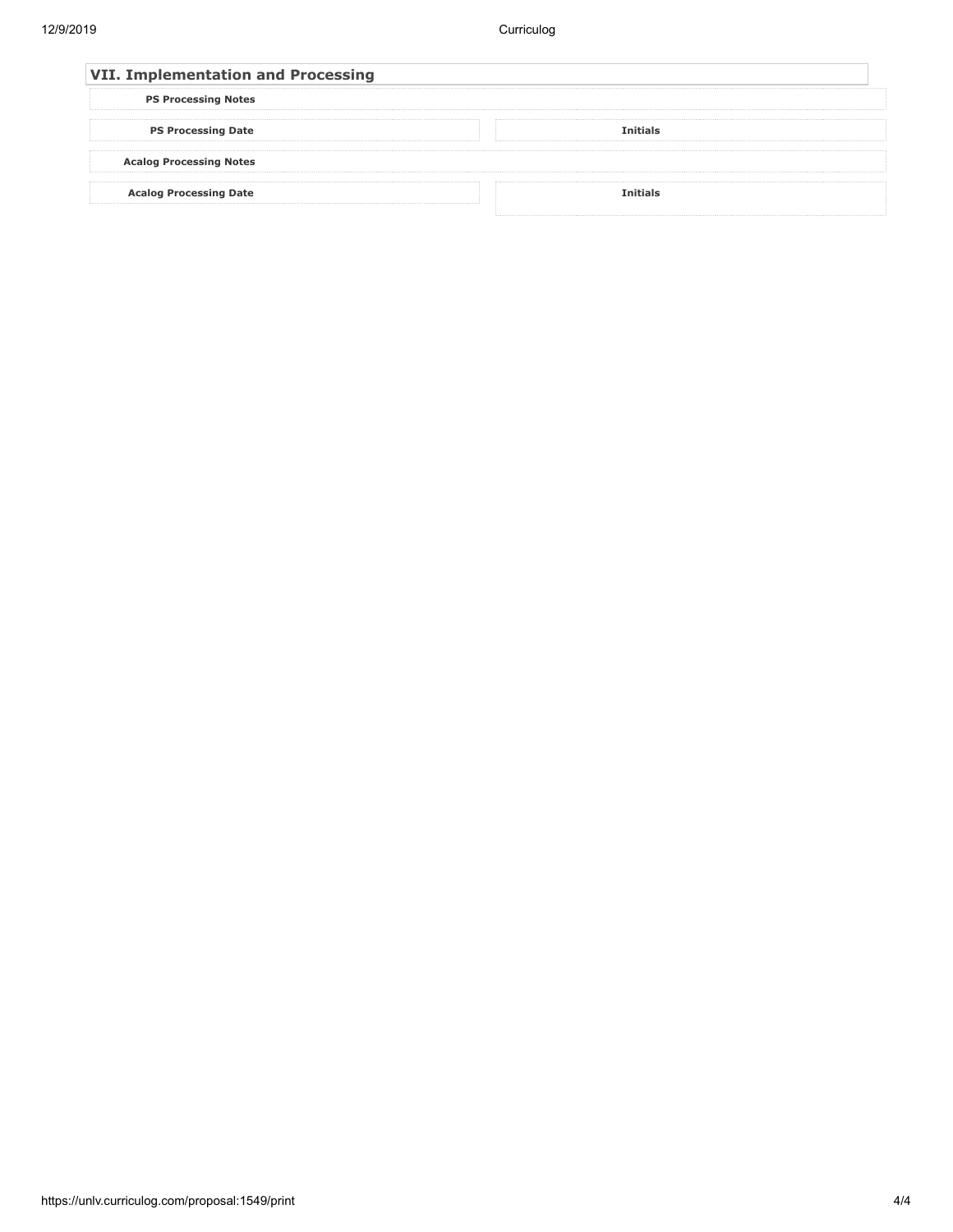## VII. Implementation and Processing

**PS Processing Notes**

| | |
|---|---|
| **PS Processing Date** | **Initials** |

**Acalog Processing Notes**

| | |
|---|---|
| **Acalog Processing Date** | **Initials** |